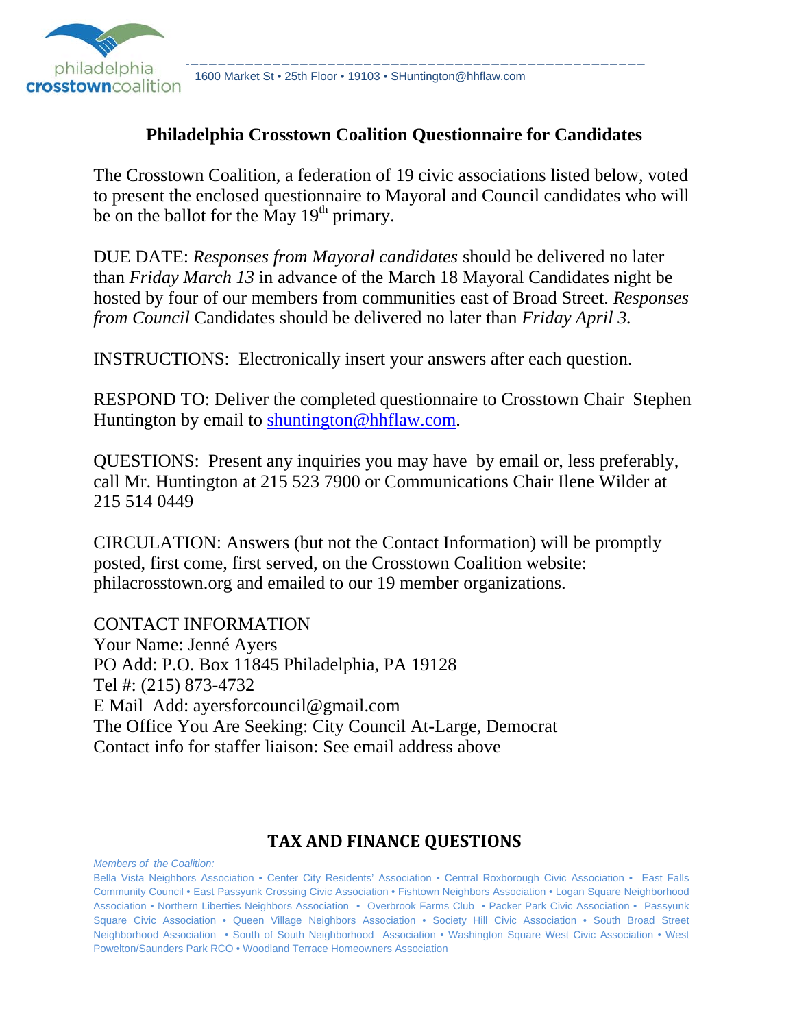philadelphia **crosstown**coalition

1600 Market St • 25th Floor • 19103 • SHuntington@hhflaw.com

## Philadelphia Crosstown Coalition Questionnaire for Candidates

The Crosstown Coalition, a federation of 19 civic associations listed below, voted to present the enclosed questionnaire to Mayoral and Council candidates who will be on the ballot for the May 19th primary.

DUE DATE: *Responses from Mayoral candidates* should be delivered no later than *Friday March 13* in advance of the March 18 Mayoral Candidates night be hosted by four of our members from communities east of Broad Street. *Responses from Council* Candidates should be delivered no later than *Friday April 3.*

INSTRUCTIONS: Electronically insert your answers after each question.

RESPOND TO: Deliver the completed questionnaire to Crosstown Chair Stephen Huntington by email to shuntington@hhflaw.com.

QUESTIONS: Present any inquiries you may have by email or, less preferably, call Mr. Huntington at 215 523 7900 or Communications Chair Ilene Wilder at 215 514 0449

CIRCULATION: Answers (but not the Contact Information) will be promptly posted, first come, first served, on the Crosstown Coalition website: philacrosstown.org and emailed to our 19 member organizations.

CONTACT INFORMATION
Your Name: Jenné Ayers
PO Add: P.O. Box 11845 Philadelphia, PA 19128
Tel #: (215) 873-4732
E Mail Add: ayersforcouncil@gmail.com
The Office You Are Seeking: City Council At-Large, Democrat
Contact info for staffer liaison: See email address above

## TAX AND FINANCE QUESTIONS

*Members of the Coalition:*
Bella Vista Neighbors Association • Center City Residents' Association • Central Roxborough Civic Association • East Falls Community Council • East Passyunk Crossing Civic Association • Fishtown Neighbors Association • Logan Square Neighborhood Association • Northern Liberties Neighbors Association • Overbrook Farms Club • Packer Park Civic Association • Passyunk Square Civic Association • Queen Village Neighbors Association • Society Hill Civic Association • South Broad Street Neighborhood Association • South of South Neighborhood Association • Washington Square West Civic Association • West Powelton/Saunders Park RCO • Woodland Terrace Homeowners Association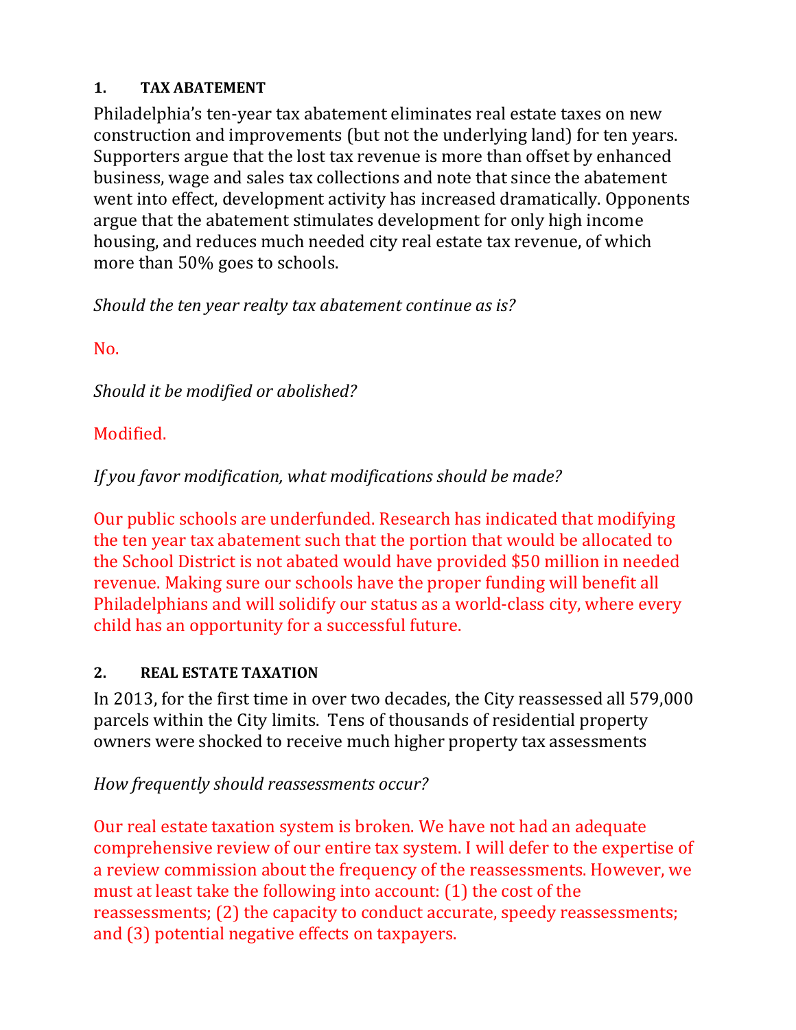## 1. TAX ABATEMENT

Philadelphia's ten-year tax abatement eliminates real estate taxes on new construction and improvements (but not the underlying land) for ten years. Supporters argue that the lost tax revenue is more than offset by enhanced business, wage and sales tax collections and note that since the abatement went into effect, development activity has increased dramatically. Opponents argue that the abatement stimulates development for only high income housing, and reduces much needed city real estate tax revenue, of which more than 50% goes to schools.

*Should the ten year realty tax abatement continue as is?*

No.

*Should it be modified or abolished?*

Modified.

*If you favor modification, what modifications should be made?*

Our public schools are underfunded. Research has indicated that modifying the ten year tax abatement such that the portion that would be allocated to the School District is not abated would have provided $50 million in needed revenue. Making sure our schools have the proper funding will benefit all Philadelphians and will solidify our status as a world-class city, where every child has an opportunity for a successful future.

## 2. REAL ESTATE TAXATION

In 2013, for the first time in over two decades, the City reassessed all 579,000 parcels within the City limits. Tens of thousands of residential property owners were shocked to receive much higher property tax assessments

*How frequently should reassessments occur?*

Our real estate taxation system is broken. We have not had an adequate comprehensive review of our entire tax system. I will defer to the expertise of a review commission about the frequency of the reassessments. However, we must at least take the following into account: (1) the cost of the reassessments; (2) the capacity to conduct accurate, speedy reassessments; and (3) potential negative effects on taxpayers.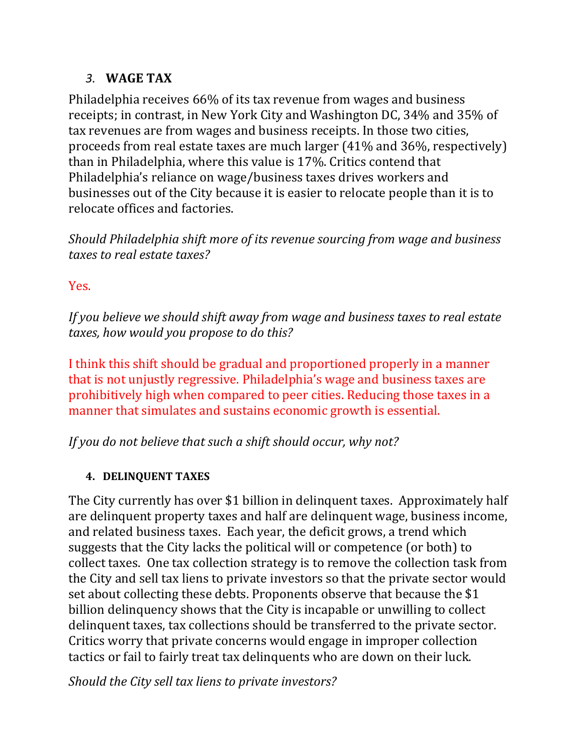### *3.* **WAGE TAX**

Philadelphia receives 66% of its tax revenue from wages and business receipts; in contrast, in New York City and Washington DC, 34% and 35% of tax revenues are from wages and business receipts. In those two cities, proceeds from real estate taxes are much larger (41% and 36%, respectively) than in Philadelphia, where this value is 17%. Critics contend that Philadelphia's reliance on wage/business taxes drives workers and businesses out of the City because it is easier to relocate people than it is to relocate offices and factories.

*Should Philadelphia shift more of its revenue sourcing from wage and business taxes to real estate taxes?*

Yes.

*If you believe we should shift away from wage and business taxes to real estate taxes, how would you propose to do this?*

I think this shift should be gradual and proportioned properly in a manner that is not unjustly regressive. Philadelphia's wage and business taxes are prohibitively high when compared to peer cities. Reducing those taxes in a manner that simulates and sustains economic growth is essential.

*If you do not believe that such a shift should occur, why not?*

### 4. DELINQUENT TAXES

The City currently has over $1 billion in delinquent taxes. Approximately half are delinquent property taxes and half are delinquent wage, business income, and related business taxes. Each year, the deficit grows, a trend which suggests that the City lacks the political will or competence (or both) to collect taxes. One tax collection strategy is to remove the collection task from the City and sell tax liens to private investors so that the private sector would set about collecting these debts. Proponents observe that because the $1 billion delinquency shows that the City is incapable or unwilling to collect delinquent taxes, tax collections should be transferred to the private sector. Critics worry that private concerns would engage in improper collection tactics or fail to fairly treat tax delinquents who are down on their luck.

*Should the City sell tax liens to private investors?*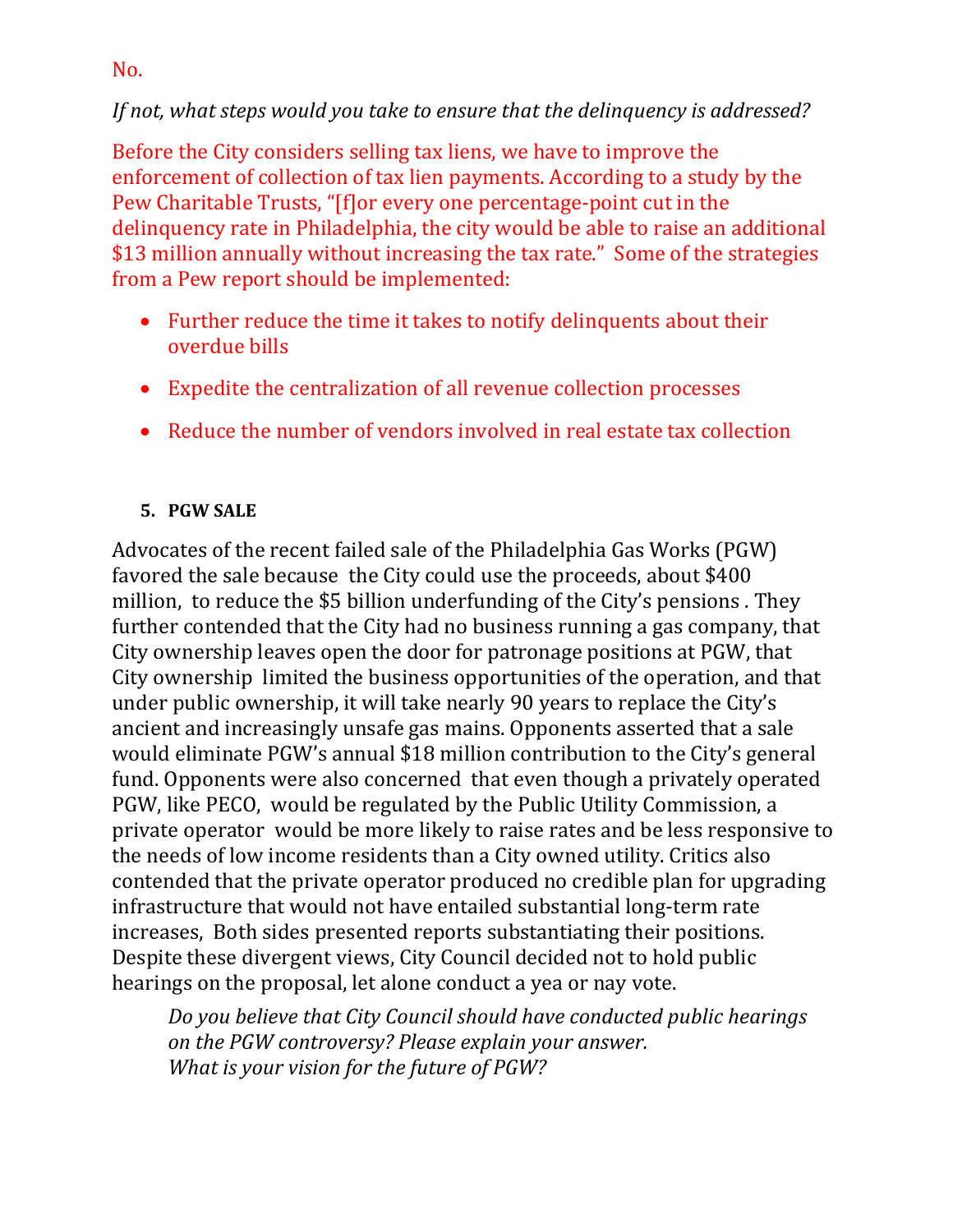No.

*If not, what steps would you take to ensure that the delinquency is addressed?*

Before the City considers selling tax liens, we have to improve the enforcement of collection of tax lien payments. According to a study by the Pew Charitable Trusts, "[f]or every one percentage-point cut in the delinquency rate in Philadelphia, the city would be able to raise an additional $13 million annually without increasing the tax rate." Some of the strategies from a Pew report should be implemented:

- Further reduce the time it takes to notify delinquents about their overdue bills
- Expedite the centralization of all revenue collection processes
- Reduce the number of vendors involved in real estate tax collection

### 5. PGW SALE

Advocates of the recent failed sale of the Philadelphia Gas Works (PGW) favored the sale because the City could use the proceeds, about $400 million, to reduce the $5 billion underfunding of the City's pensions . They further contended that the City had no business running a gas company, that City ownership leaves open the door for patronage positions at PGW, that City ownership limited the business opportunities of the operation, and that under public ownership, it will take nearly 90 years to replace the City's ancient and increasingly unsafe gas mains. Opponents asserted that a sale would eliminate PGW's annual $18 million contribution to the City's general fund. Opponents were also concerned that even though a privately operated PGW, like PECO, would be regulated by the Public Utility Commission, a private operator would be more likely to raise rates and be less responsive to the needs of low income residents than a City owned utility. Critics also contended that the private operator produced no credible plan for upgrading infrastructure that would not have entailed substantial long-term rate increases, Both sides presented reports substantiating their positions. Despite these divergent views, City Council decided not to hold public hearings on the proposal, let alone conduct a yea or nay vote.

> *Do you believe that City Council should have conducted public hearings on the PGW controversy? Please explain your answer.*
> *What is your vision for the future of PGW?*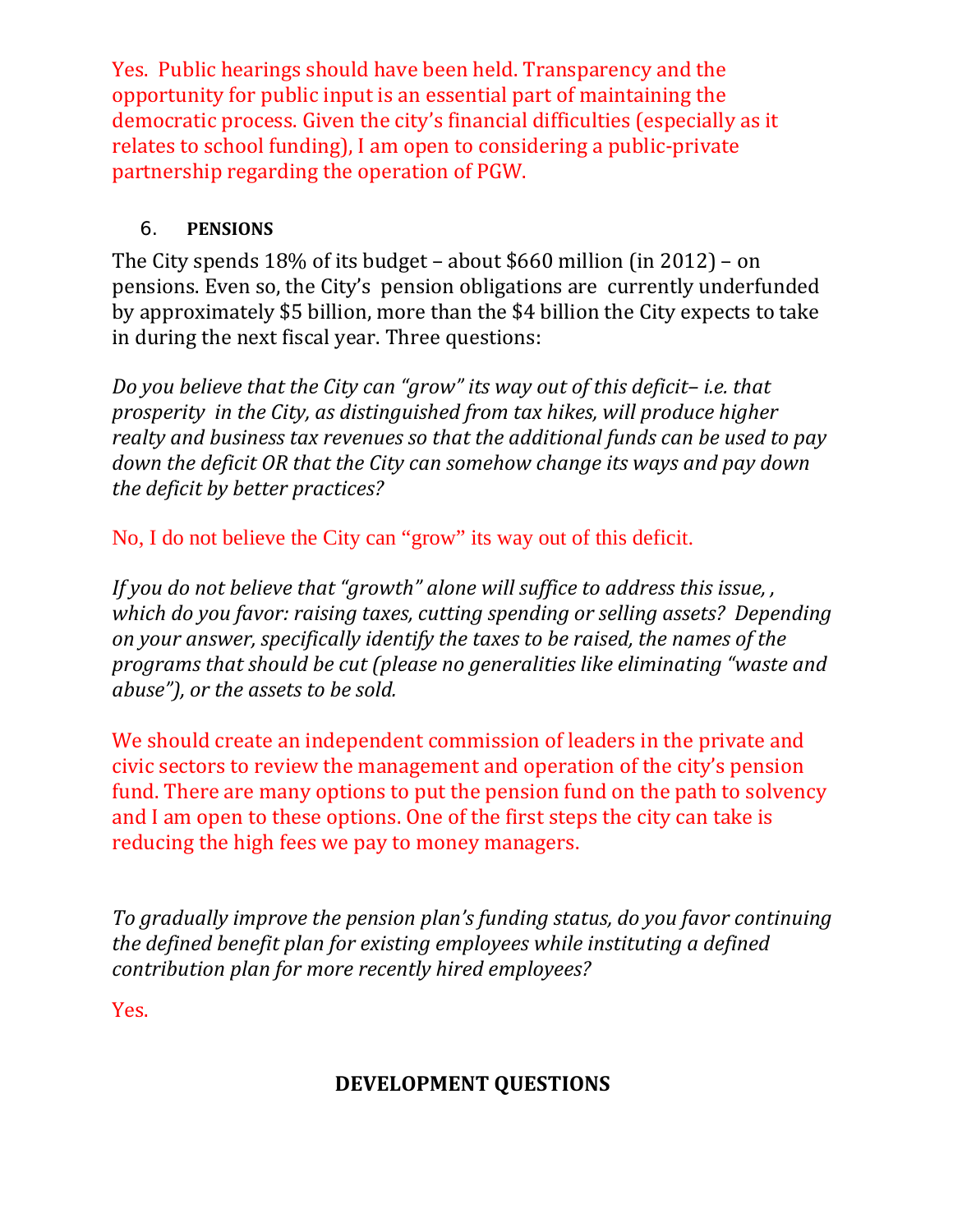Yes. Public hearings should have been held. Transparency and the opportunity for public input is an essential part of maintaining the democratic process. Given the city's financial difficulties (especially as it relates to school funding), I am open to considering a public-private partnership regarding the operation of PGW.

6. **PENSIONS**

The City spends 18% of its budget – about $660 million (in 2012) – on pensions. Even so, the City's pension obligations are currently underfunded by approximately $5 billion, more than the $4 billion the City expects to take in during the next fiscal year. Three questions:

*Do you believe that the City can "grow" its way out of this deficit– i.e. that prosperity in the City, as distinguished from tax hikes, will produce higher realty and business tax revenues so that the additional funds can be used to pay down the deficit OR that the City can somehow change its ways and pay down the deficit by better practices?*

No, I do not believe the City can "grow" its way out of this deficit.

*If you do not believe that "growth" alone will suffice to address this issue, , which do you favor: raising taxes, cutting spending or selling assets? Depending on your answer, specifically identify the taxes to be raised, the names of the programs that should be cut (please no generalities like eliminating "waste and abuse"), or the assets to be sold.*

We should create an independent commission of leaders in the private and civic sectors to review the management and operation of the city's pension fund. There are many options to put the pension fund on the path to solvency and I am open to these options. One of the first steps the city can take is reducing the high fees we pay to money managers.

*To gradually improve the pension plan's funding status, do you favor continuing the defined benefit plan for existing employees while instituting a defined contribution plan for more recently hired employees?*

Yes.

## DEVELOPMENT QUESTIONS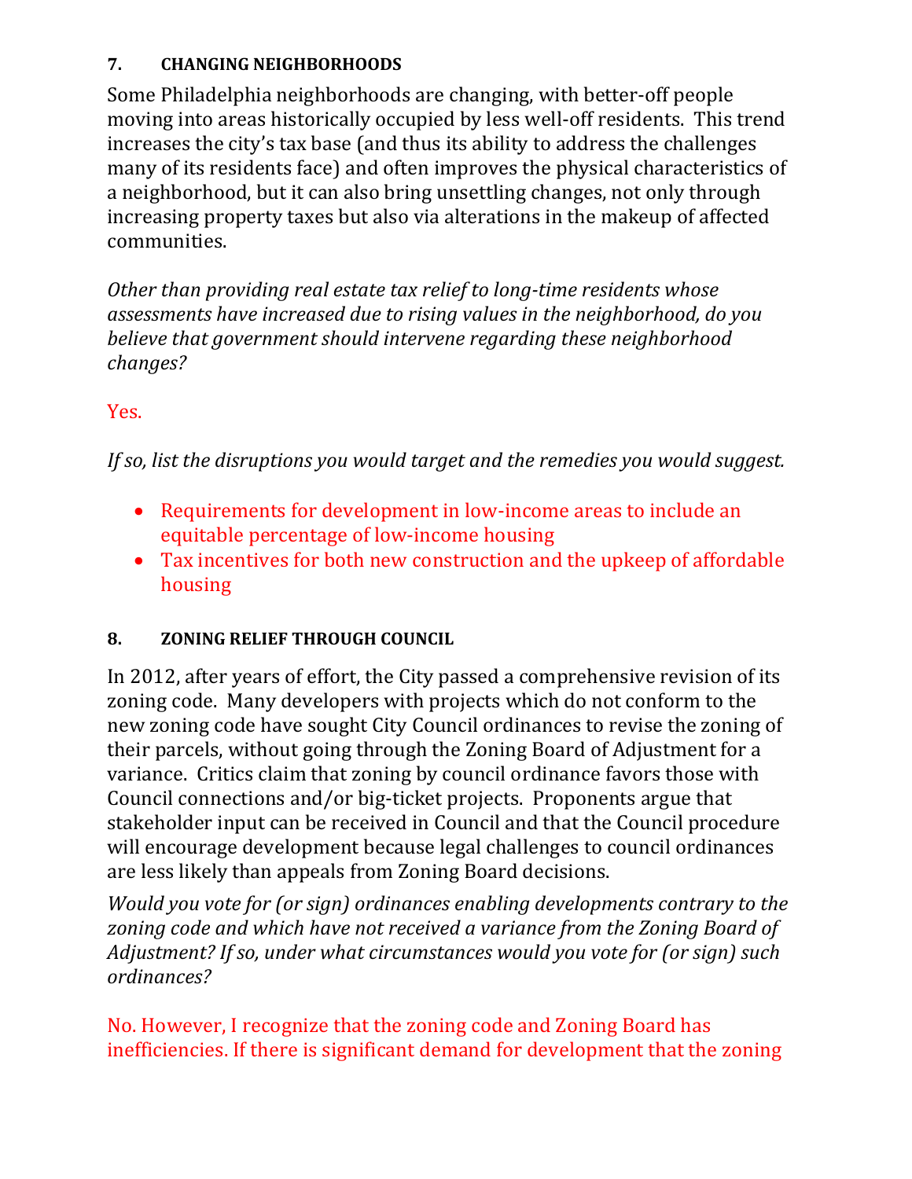### 7. CHANGING NEIGHBORHOODS

Some Philadelphia neighborhoods are changing, with better-off people moving into areas historically occupied by less well-off residents. This trend increases the city's tax base (and thus its ability to address the challenges many of its residents face) and often improves the physical characteristics of a neighborhood, but it can also bring unsettling changes, not only through increasing property taxes but also via alterations in the makeup of affected communities.

*Other than providing real estate tax relief to long-time residents whose assessments have increased due to rising values in the neighborhood, do you believe that government should intervene regarding these neighborhood changes?*

Yes.

*If so, list the disruptions you would target and the remedies you would suggest.*

- Requirements for development in low-income areas to include an equitable percentage of low-income housing
- Tax incentives for both new construction and the upkeep of affordable housing

### 8. ZONING RELIEF THROUGH COUNCIL

In 2012, after years of effort, the City passed a comprehensive revision of its zoning code. Many developers with projects which do not conform to the new zoning code have sought City Council ordinances to revise the zoning of their parcels, without going through the Zoning Board of Adjustment for a variance. Critics claim that zoning by council ordinance favors those with Council connections and/or big-ticket projects. Proponents argue that stakeholder input can be received in Council and that the Council procedure will encourage development because legal challenges to council ordinances are less likely than appeals from Zoning Board decisions.

*Would you vote for (or sign) ordinances enabling developments contrary to the zoning code and which have not received a variance from the Zoning Board of Adjustment? If so, under what circumstances would you vote for (or sign) such ordinances?*

No. However, I recognize that the zoning code and Zoning Board has inefficiencies. If there is significant demand for development that the zoning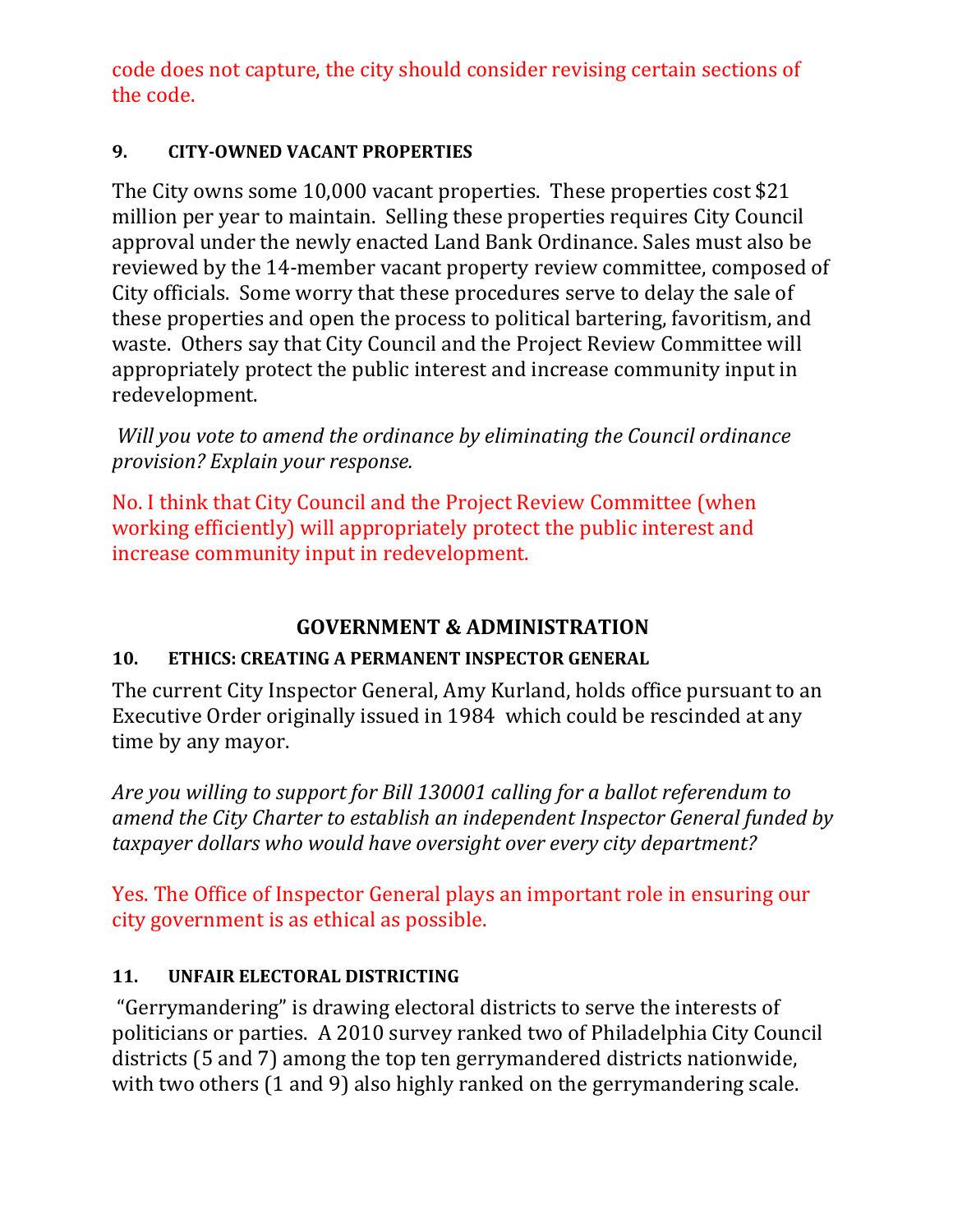code does not capture, the city should consider revising certain sections of the code.

### 9. CITY-OWNED VACANT PROPERTIES

The City owns some 10,000 vacant properties. These properties cost $21 million per year to maintain. Selling these properties requires City Council approval under the newly enacted Land Bank Ordinance. Sales must also be reviewed by the 14-member vacant property review committee, composed of City officials. Some worry that these procedures serve to delay the sale of these properties and open the process to political bartering, favoritism, and waste. Others say that City Council and the Project Review Committee will appropriately protect the public interest and increase community input in redevelopment.

*Will you vote to amend the ordinance by eliminating the Council ordinance provision? Explain your response.*

No. I think that City Council and the Project Review Committee (when working efficiently) will appropriately protect the public interest and increase community input in redevelopment.

## GOVERNMENT & ADMINISTRATION

### 10. ETHICS: CREATING A PERMANENT INSPECTOR GENERAL

The current City Inspector General, Amy Kurland, holds office pursuant to an Executive Order originally issued in 1984 which could be rescinded at any time by any mayor.

*Are you willing to support for Bill 130001 calling for a ballot referendum to amend the City Charter to establish an independent Inspector General funded by taxpayer dollars who would have oversight over every city department?*

Yes. The Office of Inspector General plays an important role in ensuring our city government is as ethical as possible.

### 11. UNFAIR ELECTORAL DISTRICTING

"Gerrymandering" is drawing electoral districts to serve the interests of politicians or parties. A 2010 survey ranked two of Philadelphia City Council districts (5 and 7) among the top ten gerrymandered districts nationwide, with two others (1 and 9) also highly ranked on the gerrymandering scale.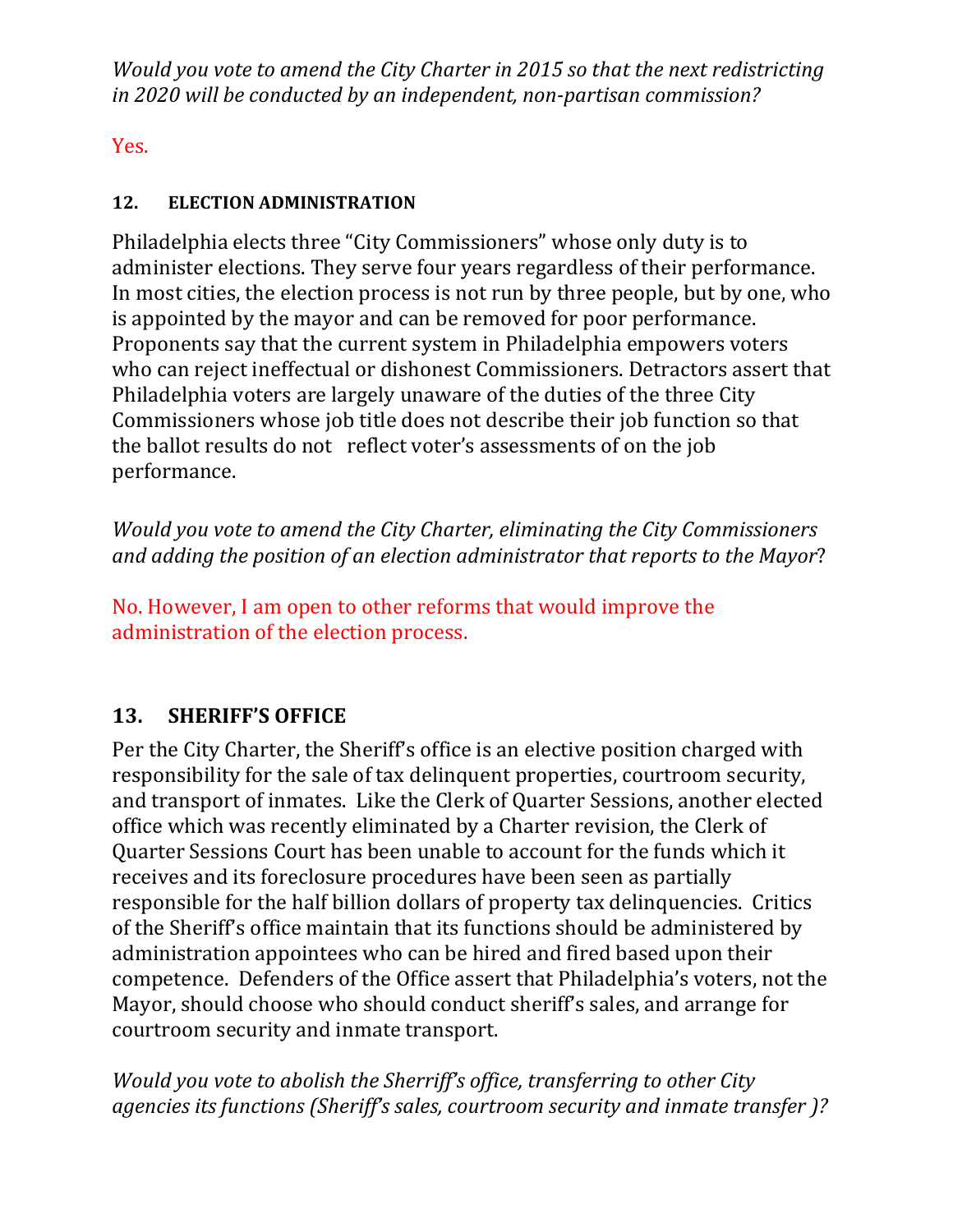*Would you vote to amend the City Charter in 2015 so that the next redistricting in 2020 will be conducted by an independent, non-partisan commission?*

Yes.

### 12. ELECTION ADMINISTRATION

Philadelphia elects three "City Commissioners" whose only duty is to administer elections. They serve four years regardless of their performance. In most cities, the election process is not run by three people, but by one, who is appointed by the mayor and can be removed for poor performance. Proponents say that the current system in Philadelphia empowers voters who can reject ineffectual or dishonest Commissioners. Detractors assert that Philadelphia voters are largely unaware of the duties of the three City Commissioners whose job title does not describe their job function so that the ballot results do not reflect voter's assessments of on the job performance.

*Would you vote to amend the City Charter, eliminating the City Commissioners and adding the position of an election administrator that reports to the Mayor*?

No. However, I am open to other reforms that would improve the administration of the election process.

## 13. SHERIFF'S OFFICE

Per the City Charter, the Sheriff's office is an elective position charged with responsibility for the sale of tax delinquent properties, courtroom security, and transport of inmates. Like the Clerk of Quarter Sessions, another elected office which was recently eliminated by a Charter revision, the Clerk of Quarter Sessions Court has been unable to account for the funds which it receives and its foreclosure procedures have been seen as partially responsible for the half billion dollars of property tax delinquencies. Critics of the Sheriff's office maintain that its functions should be administered by administration appointees who can be hired and fired based upon their competence. Defenders of the Office assert that Philadelphia's voters, not the Mayor, should choose who should conduct sheriff's sales, and arrange for courtroom security and inmate transport.

*Would you vote to abolish the Sherriff's office, transferring to other City agencies its functions (Sheriff's sales, courtroom security and inmate transfer )?*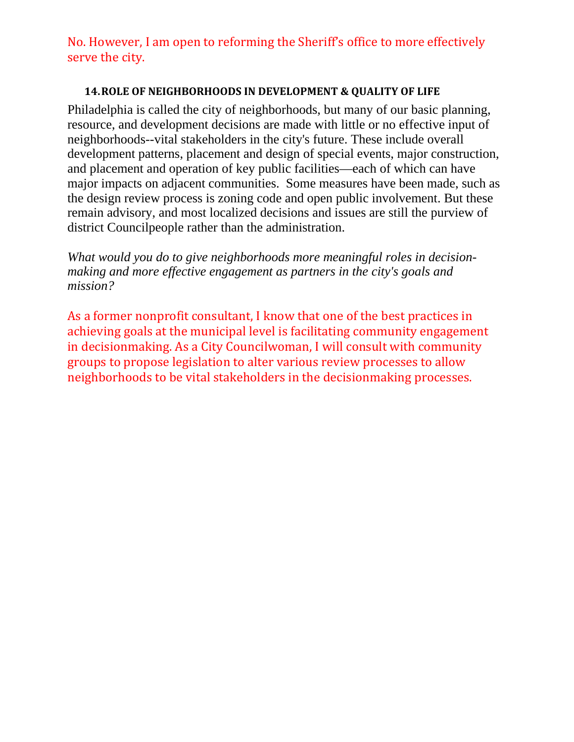No. However, I am open to reforming the Sheriff's office to more effectively serve the city.

### 14. ROLE OF NEIGHBORHOODS IN DEVELOPMENT & QUALITY OF LIFE

Philadelphia is called the city of neighborhoods, but many of our basic planning, resource, and development decisions are made with little or no effective input of neighborhoods--vital stakeholders in the city's future. These include overall development patterns, placement and design of special events, major construction, and placement and operation of key public facilities—each of which can have major impacts on adjacent communities. Some measures have been made, such as the design review process is zoning code and open public involvement. But these remain advisory, and most localized decisions and issues are still the purview of district Councilpeople rather than the administration.

*What would you do to give neighborhoods more meaningful roles in decision-making and more effective engagement as partners in the city's goals and mission?*

As a former nonprofit consultant, I know that one of the best practices in achieving goals at the municipal level is facilitating community engagement in decisionmaking. As a City Councilwoman, I will consult with community groups to propose legislation to alter various review processes to allow neighborhoods to be vital stakeholders in the decisionmaking processes.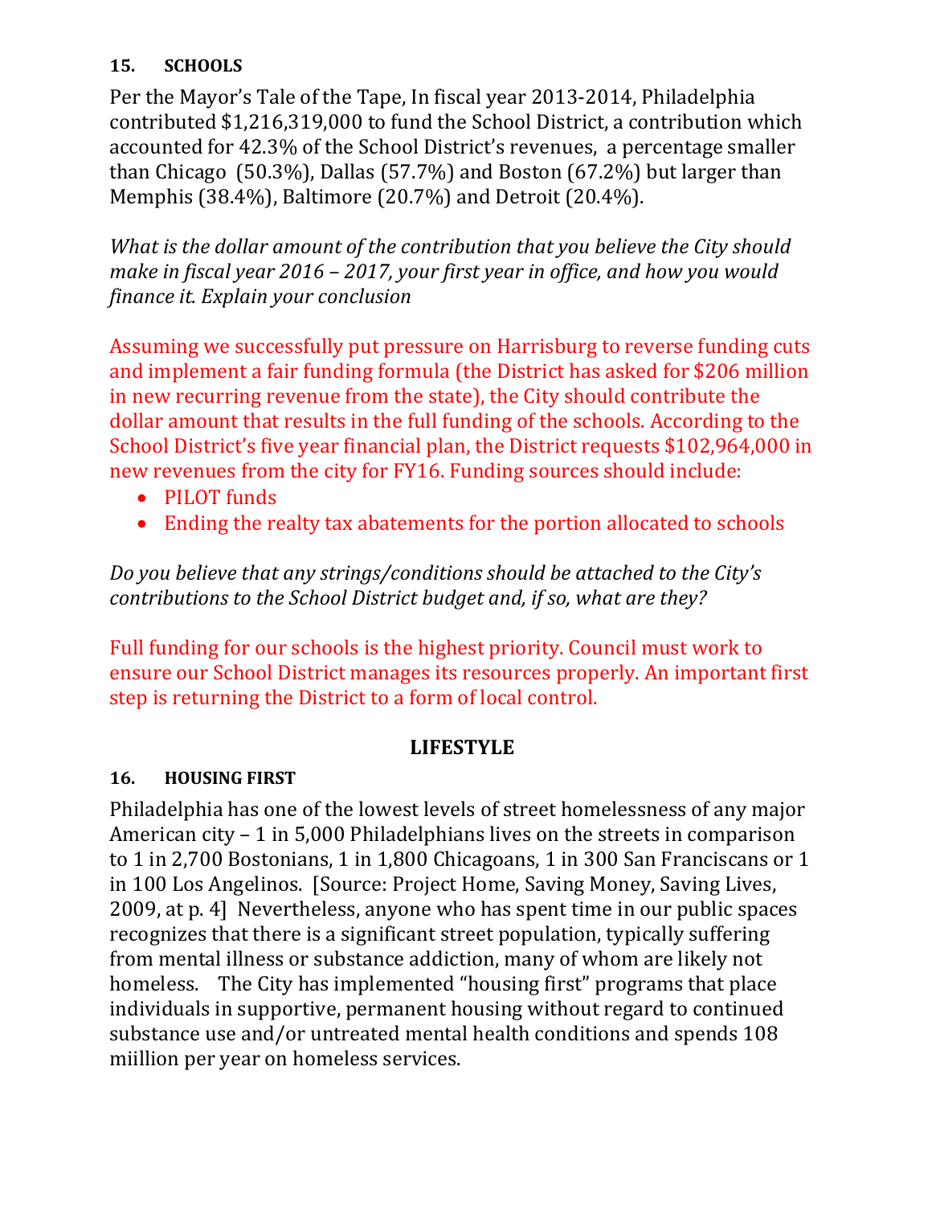### 15. SCHOOLS

Per the Mayor's Tale of the Tape, In fiscal year 2013-2014, Philadelphia contributed $1,216,319,000 to fund the School District, a contribution which accounted for 42.3% of the School District's revenues, a percentage smaller than Chicago (50.3%), Dallas (57.7%) and Boston (67.2%) but larger than Memphis (38.4%), Baltimore (20.7%) and Detroit (20.4%).

*What is the dollar amount of the contribution that you believe the City should make in fiscal year 2016 – 2017, your first year in office, and how you would finance it. Explain your conclusion*

Assuming we successfully put pressure on Harrisburg to reverse funding cuts and implement a fair funding formula (the District has asked for $206 million in new recurring revenue from the state), the City should contribute the dollar amount that results in the full funding of the schools. According to the School District's five year financial plan, the District requests $102,964,000 in new revenues from the city for FY16. Funding sources should include:

- PILOT funds
- Ending the realty tax abatements for the portion allocated to schools

*Do you believe that any strings/conditions should be attached to the City's contributions to the School District budget and, if so, what are they?*

Full funding for our schools is the highest priority. Council must work to ensure our School District manages its resources properly. An important first step is returning the District to a form of local control.

## LIFESTYLE

### 16. HOUSING FIRST

Philadelphia has one of the lowest levels of street homelessness of any major American city – 1 in 5,000 Philadelphians lives on the streets in comparison to 1 in 2,700 Bostonians, 1 in 1,800 Chicagoans, 1 in 300 San Franciscans or 1 in 100 Los Angelinos. [Source: Project Home, Saving Money, Saving Lives, 2009, at p. 4] Nevertheless, anyone who has spent time in our public spaces recognizes that there is a significant street population, typically suffering from mental illness or substance addiction, many of whom are likely not homeless. The City has implemented "housing first" programs that place individuals in supportive, permanent housing without regard to continued substance use and/or untreated mental health conditions and spends 108 miillion per year on homeless services.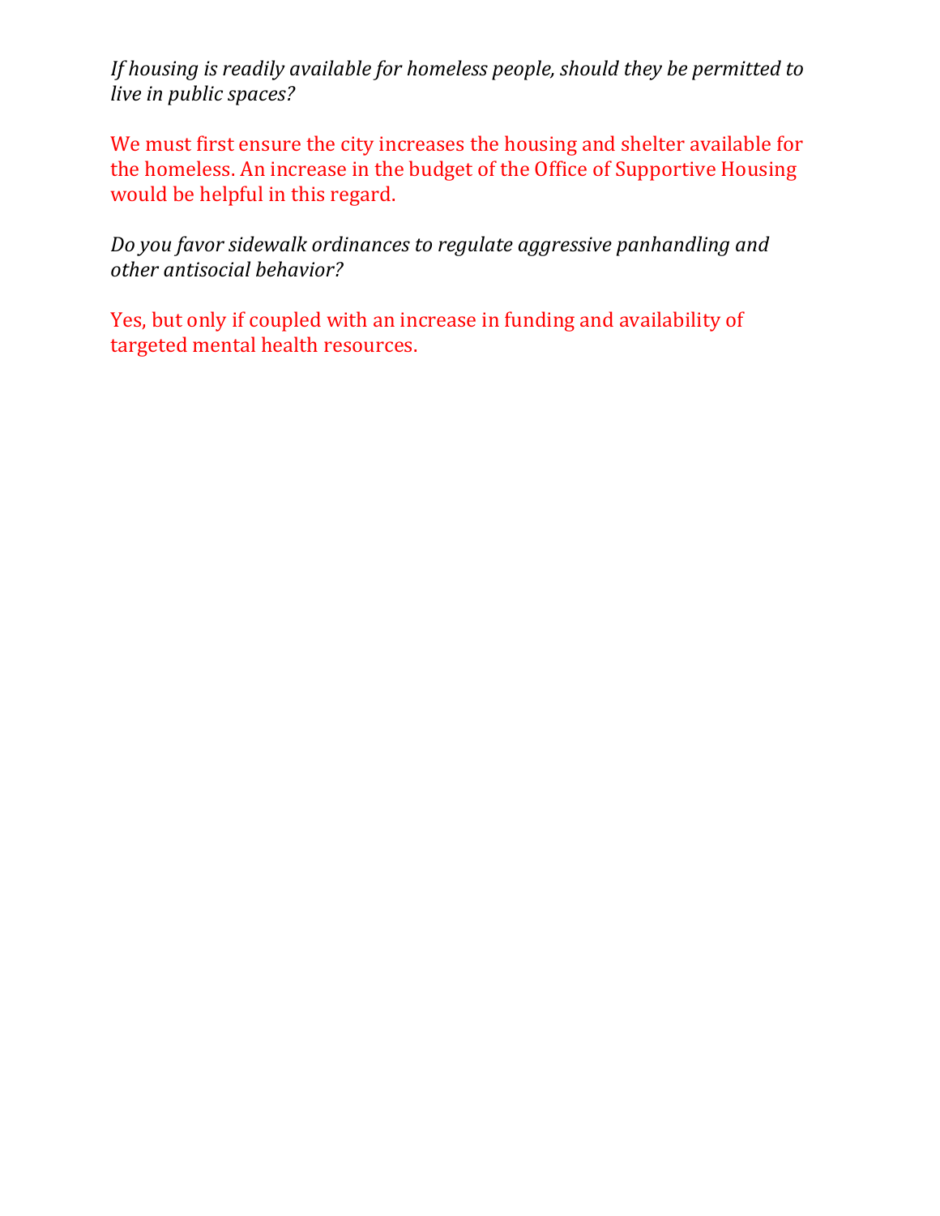*If housing is readily available for homeless people, should they be permitted to live in public spaces?*

We must first ensure the city increases the housing and shelter available for the homeless. An increase in the budget of the Office of Supportive Housing would be helpful in this regard.

*Do you favor sidewalk ordinances to regulate aggressive panhandling and other antisocial behavior?*

Yes, but only if coupled with an increase in funding and availability of targeted mental health resources.